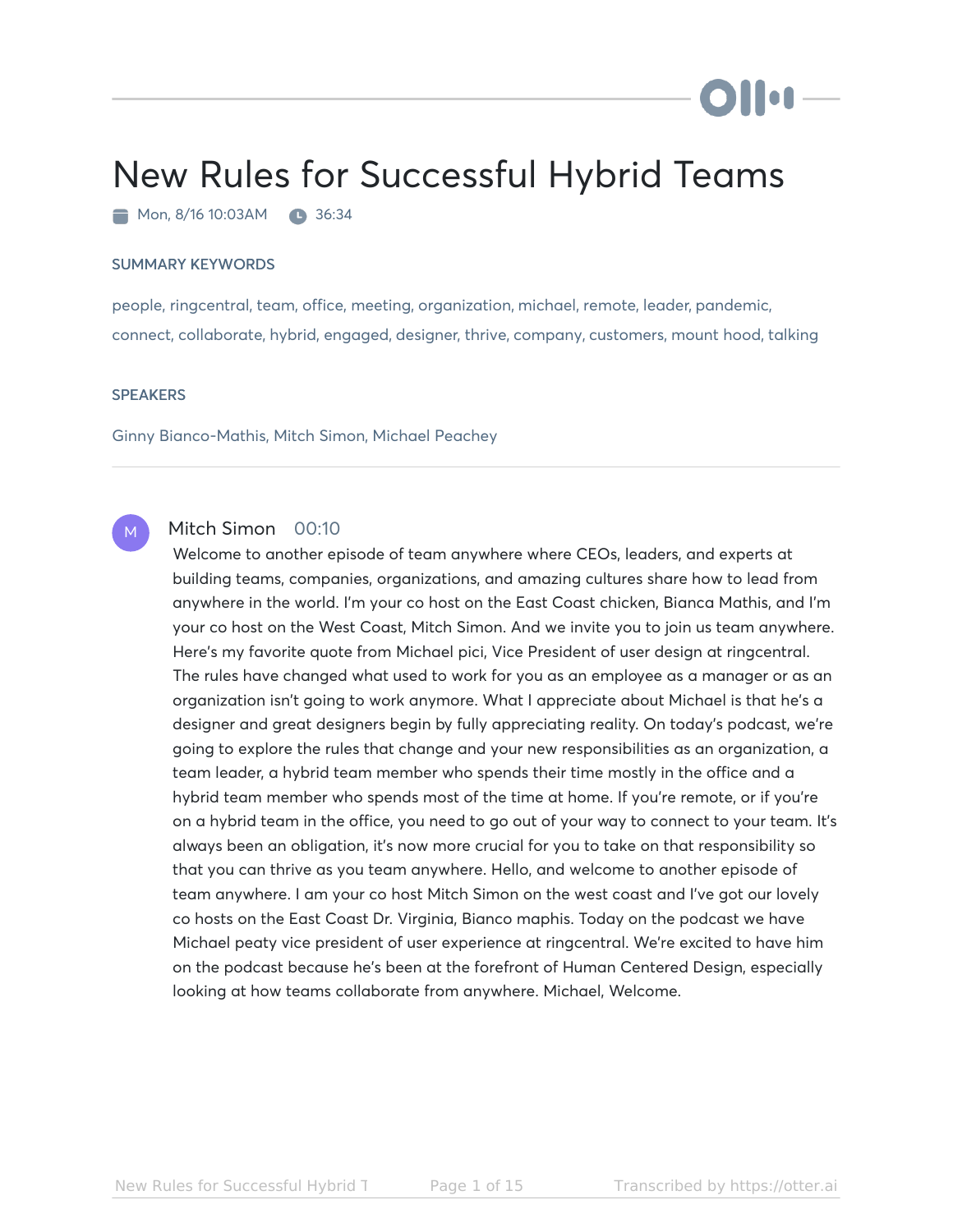# New Rules for Successful Hybrid Teams

Mon, 8/16 10:03AM  36:34

## SUMMARY KEYWORDS

people, ringcentral, team, office, meeting, organization, michael, remote, leader, pandemic, connect, collaborate, hybrid, engaged, designer, thrive, company, customers, mount hood, talking

## SPEAKERS

Ginny Bianco-Mathis, Mitch Simon, Michael Peachey

---

**Mitch Simon** 00:10

Welcome to another episode of team anywhere where CEOs, leaders, and experts at building teams, companies, organizations, and amazing cultures share how to lead from anywhere in the world. I'm your co host on the East Coast chicken, Bianca Mathis, and I'm your co host on the West Coast, Mitch Simon. And we invite you to join us team anywhere. Here's my favorite quote from Michael pici, Vice President of user design at ringcentral. The rules have changed what used to work for you as an employee as a manager or as an organization isn't going to work anymore. What I appreciate about Michael is that he's a designer and great designers begin by fully appreciating reality. On today's podcast, we're going to explore the rules that change and your new responsibilities as an organization, a team leader, a hybrid team member who spends their time mostly in the office and a hybrid team member who spends most of the time at home. If you're remote, or if you're on a hybrid team in the office, you need to go out of your way to connect to your team. It's always been an obligation, it's now more crucial for you to take on that responsibility so that you can thrive as you team anywhere. Hello, and welcome to another episode of team anywhere. I am your co host Mitch Simon on the west coast and I've got our lovely co hosts on the East Coast Dr. Virginia, Bianco maphis. Today on the podcast we have Michael peaty vice president of user experience at ringcentral. We're excited to have him on the podcast because he's been at the forefront of Human Centered Design, especially looking at how teams collaborate from anywhere. Michael, Welcome.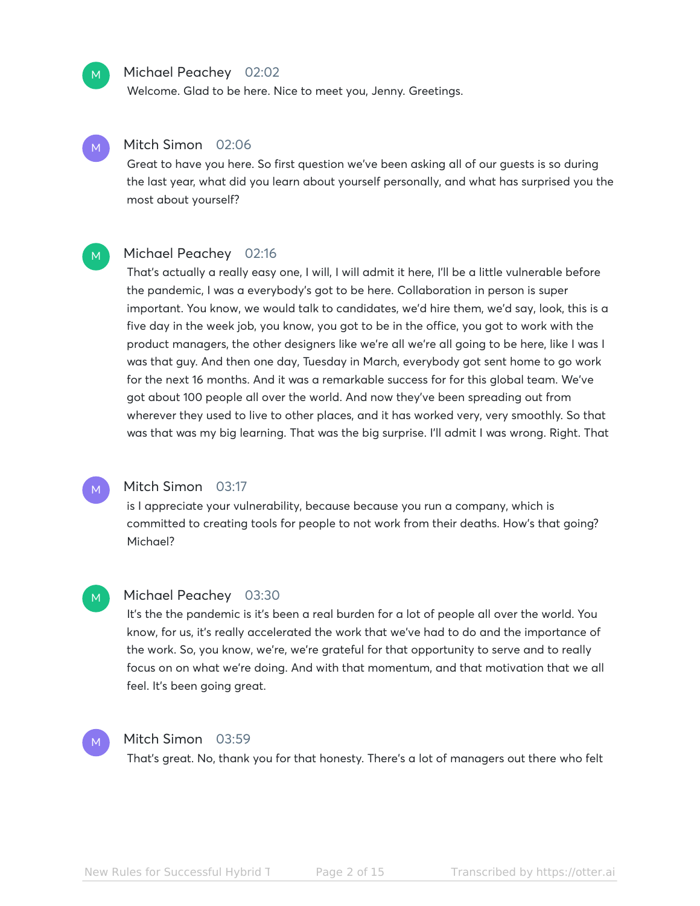**Michael Peachey** 02:02

Welcome. Glad to be here. Nice to meet you, Jenny. Greetings.

**Mitch Simon** 02:06

Great to have you here. So first question we've been asking all of our guests is so during the last year, what did you learn about yourself personally, and what has surprised you the most about yourself?

**Michael Peachey** 02:16

That's actually a really easy one, I will, I will admit it here, I'll be a little vulnerable before the pandemic, I was a everybody's got to be here. Collaboration in person is super important. You know, we would talk to candidates, we'd hire them, we'd say, look, this is a five day in the week job, you know, you got to be in the office, you got to work with the product managers, the other designers like we're all we're all going to be here, like I was I was that guy. And then one day, Tuesday in March, everybody got sent home to go work for the next 16 months. And it was a remarkable success for for this global team. We've got about 100 people all over the world. And now they've been spreading out from wherever they used to live to other places, and it has worked very, very smoothly. So that was that was my big learning. That was the big surprise. I'll admit I was wrong. Right. That

**Mitch Simon** 03:17

is I appreciate your vulnerability, because because you run a company, which is committed to creating tools for people to not work from their deaths. How's that going? Michael?

**Michael Peachey** 03:30

It's the the pandemic is it's been a real burden for a lot of people all over the world. You know, for us, it's really accelerated the work that we've had to do and the importance of the work. So, you know, we're, we're grateful for that opportunity to serve and to really focus on on what we're doing. And with that momentum, and that motivation that we all feel. It's been going great.

**Mitch Simon** 03:59

That's great. No, thank you for that honesty. There's a lot of managers out there who felt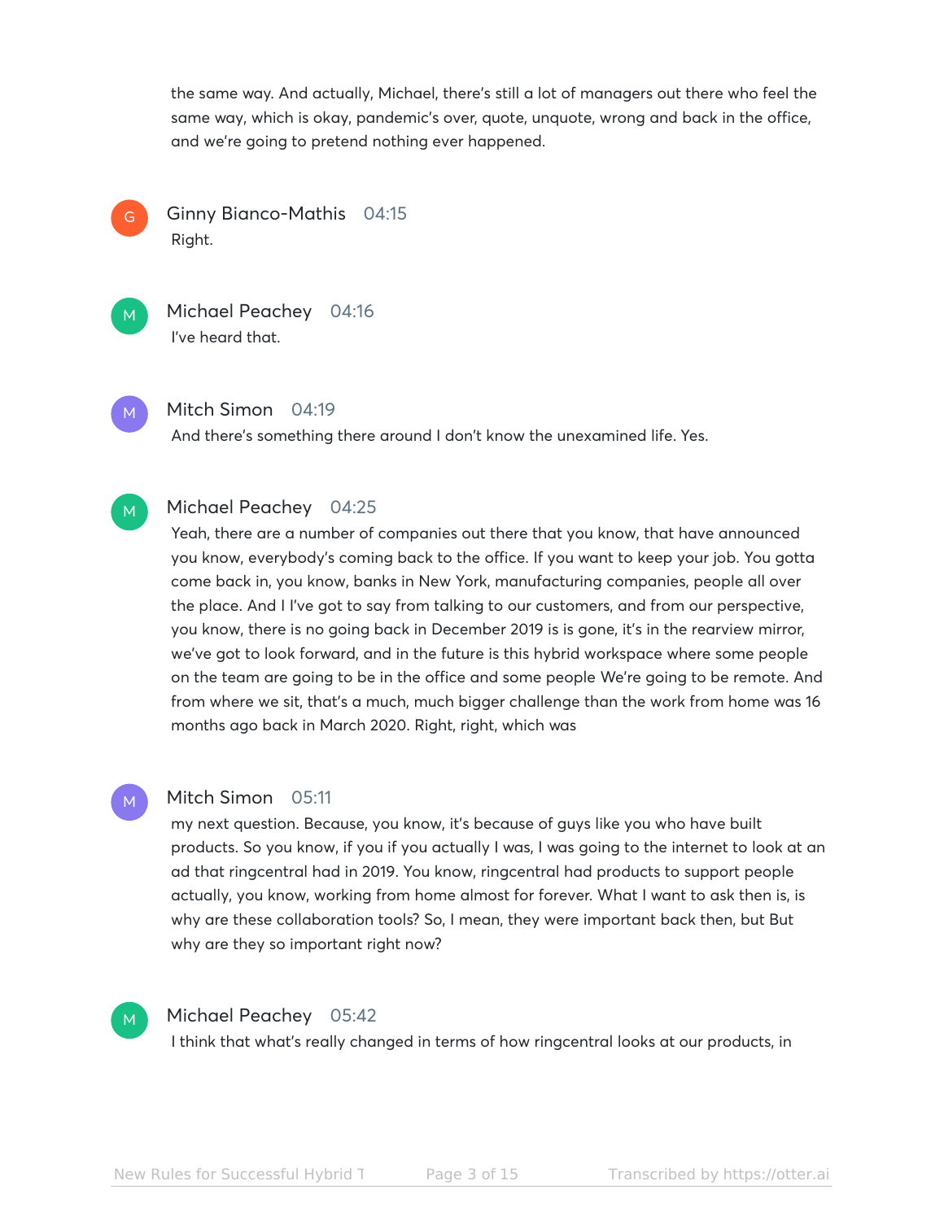the same way. And actually, Michael, there's still a lot of managers out there who feel the same way, which is okay, pandemic's over, quote, unquote, wrong and back in the office, and we're going to pretend nothing ever happened.

**Ginny Bianco-Mathis** 04:15
Right.

**Michael Peachey** 04:16
I've heard that.

**Mitch Simon** 04:19
And there's something there around I don't know the unexamined life. Yes.

**Michael Peachey** 04:25
Yeah, there are a number of companies out there that you know, that have announced you know, everybody's coming back to the office. If you want to keep your job. You gotta come back in, you know, banks in New York, manufacturing companies, people all over the place. And I I've got to say from talking to our customers, and from our perspective, you know, there is no going back in December 2019 is is gone, it's in the rearview mirror, we've got to look forward, and in the future is this hybrid workspace where some people on the team are going to be in the office and some people We're going to be remote. And from where we sit, that's a much, much bigger challenge than the work from home was 16 months ago back in March 2020. Right, right, which was

**Mitch Simon** 05:11
my next question. Because, you know, it's because of guys like you who have built products. So you know, if you if you actually I was, I was going to the internet to look at an ad that ringcentral had in 2019. You know, ringcentral had products to support people actually, you know, working from home almost for forever. What I want to ask then is, is why are these collaboration tools? So, I mean, they were important back then, but But why are they so important right now?

**Michael Peachey** 05:42
I think that what's really changed in terms of how ringcentral looks at our products, in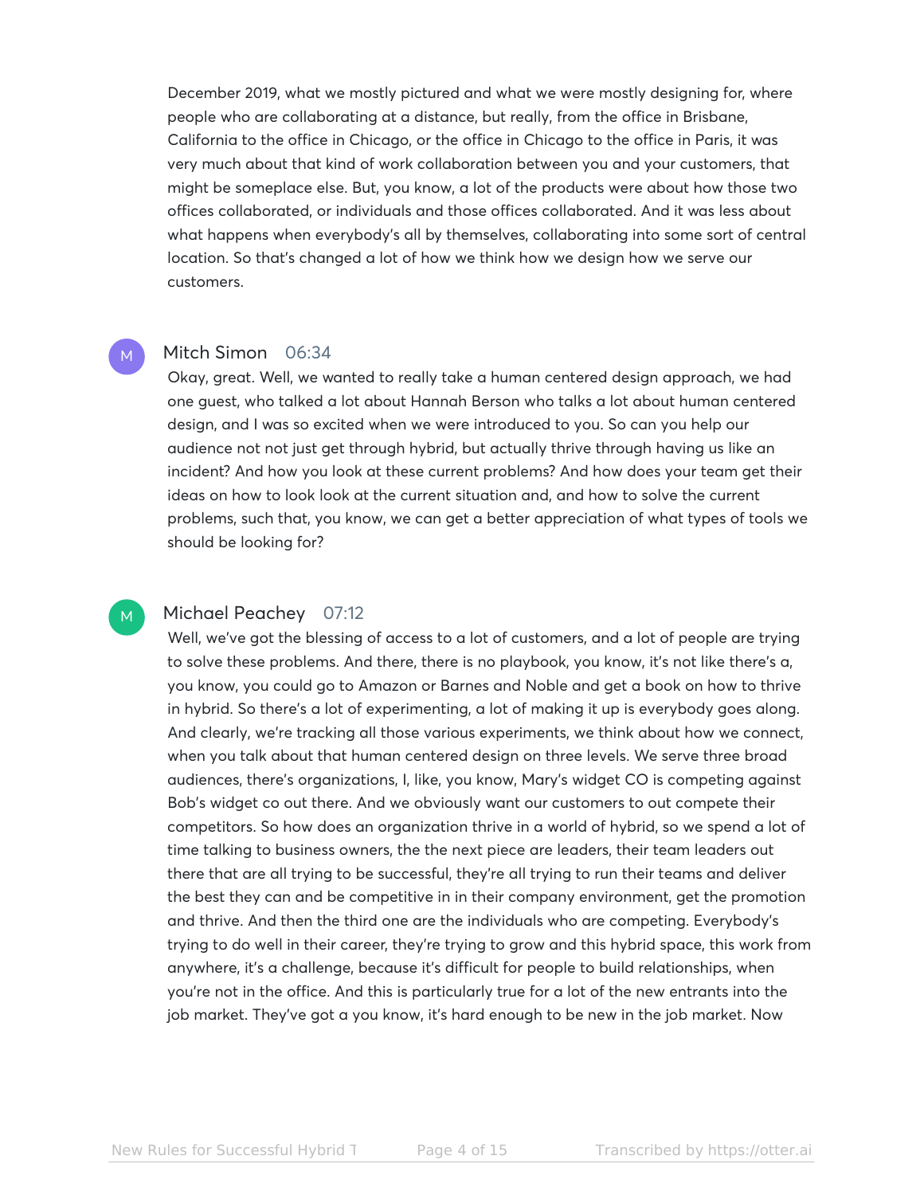December 2019, what we mostly pictured and what we were mostly designing for, where people who are collaborating at a distance, but really, from the office in Brisbane, California to the office in Chicago, or the office in Chicago to the office in Paris, it was very much about that kind of work collaboration between you and your customers, that might be someplace else. But, you know, a lot of the products were about how those two offices collaborated, or individuals and those offices collaborated. And it was less about what happens when everybody's all by themselves, collaborating into some sort of central location. So that's changed a lot of how we think how we design how we serve our customers.

**Mitch Simon** 06:34

Okay, great. Well, we wanted to really take a human centered design approach, we had one guest, who talked a lot about Hannah Berson who talks a lot about human centered design, and I was so excited when we were introduced to you. So can you help our audience not not just get through hybrid, but actually thrive through having us like an incident? And how you look at these current problems? And how does your team get their ideas on how to look look at the current situation and, and how to solve the current problems, such that, you know, we can get a better appreciation of what types of tools we should be looking for?

**Michael Peachey** 07:12

Well, we've got the blessing of access to a lot of customers, and a lot of people are trying to solve these problems. And there, there is no playbook, you know, it's not like there's a, you know, you could go to Amazon or Barnes and Noble and get a book on how to thrive in hybrid. So there's a lot of experimenting, a lot of making it up is everybody goes along. And clearly, we're tracking all those various experiments, we think about how we connect, when you talk about that human centered design on three levels. We serve three broad audiences, there's organizations, I, like, you know, Mary's widget CO is competing against Bob's widget co out there. And we obviously want our customers to out compete their competitors. So how does an organization thrive in a world of hybrid, so we spend a lot of time talking to business owners, the the next piece are leaders, their team leaders out there that are all trying to be successful, they're all trying to run their teams and deliver the best they can and be competitive in in their company environment, get the promotion and thrive. And then the third one are the individuals who are competing. Everybody's trying to do well in their career, they're trying to grow and this hybrid space, this work from anywhere, it's a challenge, because it's difficult for people to build relationships, when you're not in the office. And this is particularly true for a lot of the new entrants into the job market. They've got a you know, it's hard enough to be new in the job market. Now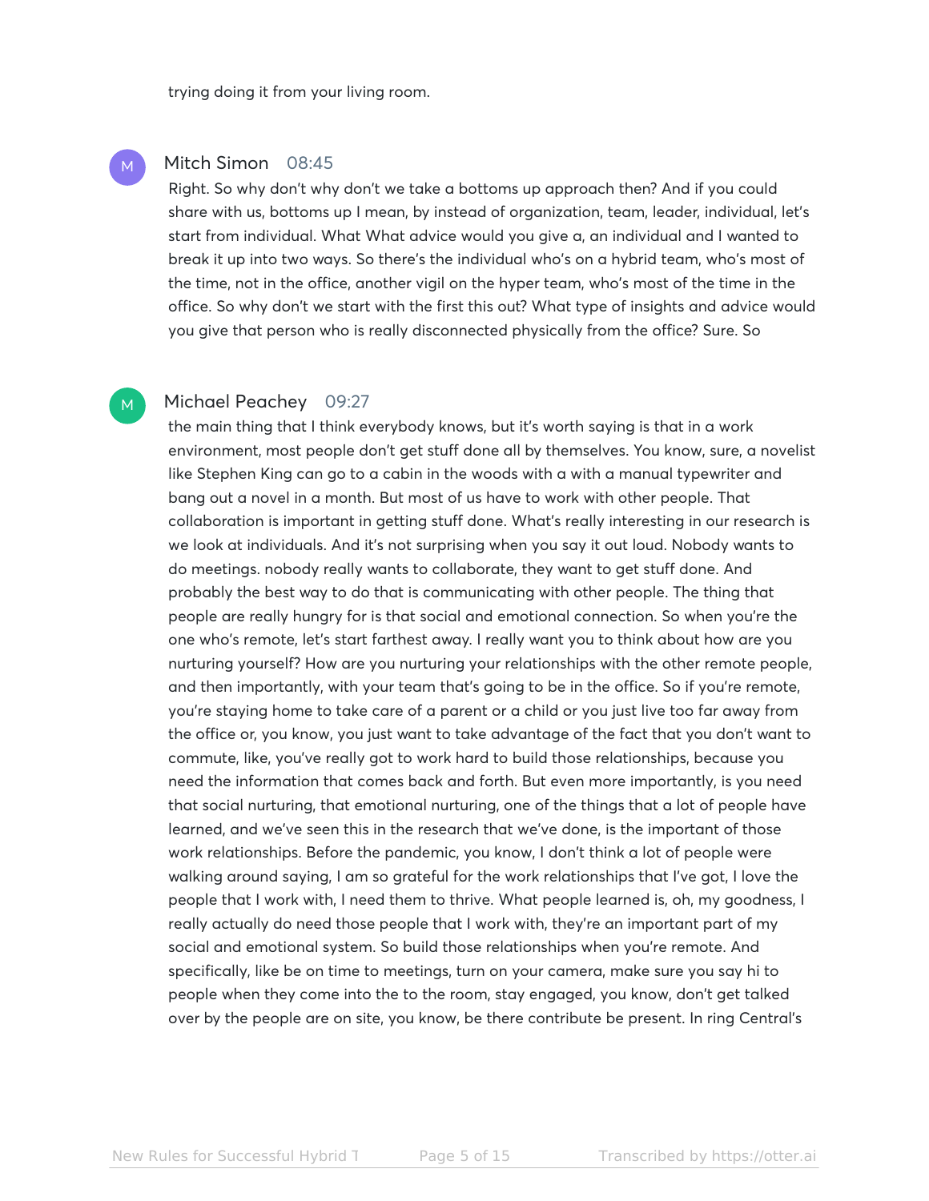trying doing it from your living room.

**Mitch Simon** 08:45

Right. So why don't why don't we take a bottoms up approach then? And if you could share with us, bottoms up I mean, by instead of organization, team, leader, individual, let's start from individual. What What advice would you give a, an individual and I wanted to break it up into two ways. So there's the individual who's on a hybrid team, who's most of the time, not in the office, another vigil on the hyper team, who's most of the time in the office. So why don't we start with the first this out? What type of insights and advice would you give that person who is really disconnected physically from the office? Sure. So

**Michael Peachey** 09:27

the main thing that I think everybody knows, but it's worth saying is that in a work environment, most people don't get stuff done all by themselves. You know, sure, a novelist like Stephen King can go to a cabin in the woods with a with a manual typewriter and bang out a novel in a month. But most of us have to work with other people. That collaboration is important in getting stuff done. What's really interesting in our research is we look at individuals. And it's not surprising when you say it out loud. Nobody wants to do meetings. nobody really wants to collaborate, they want to get stuff done. And probably the best way to do that is communicating with other people. The thing that people are really hungry for is that social and emotional connection. So when you're the one who's remote, let's start farthest away. I really want you to think about how are you nurturing yourself? How are you nurturing your relationships with the other remote people, and then importantly, with your team that's going to be in the office. So if you're remote, you're staying home to take care of a parent or a child or you just live too far away from the office or, you know, you just want to take advantage of the fact that you don't want to commute, like, you've really got to work hard to build those relationships, because you need the information that comes back and forth. But even more importantly, is you need that social nurturing, that emotional nurturing, one of the things that a lot of people have learned, and we've seen this in the research that we've done, is the important of those work relationships. Before the pandemic, you know, I don't think a lot of people were walking around saying, I am so grateful for the work relationships that I've got, I love the people that I work with, I need them to thrive. What people learned is, oh, my goodness, I really actually do need those people that I work with, they're an important part of my social and emotional system. So build those relationships when you're remote. And specifically, like be on time to meetings, turn on your camera, make sure you say hi to people when they come into the to the room, stay engaged, you know, don't get talked over by the people are on site, you know, be there contribute be present. In ring Central's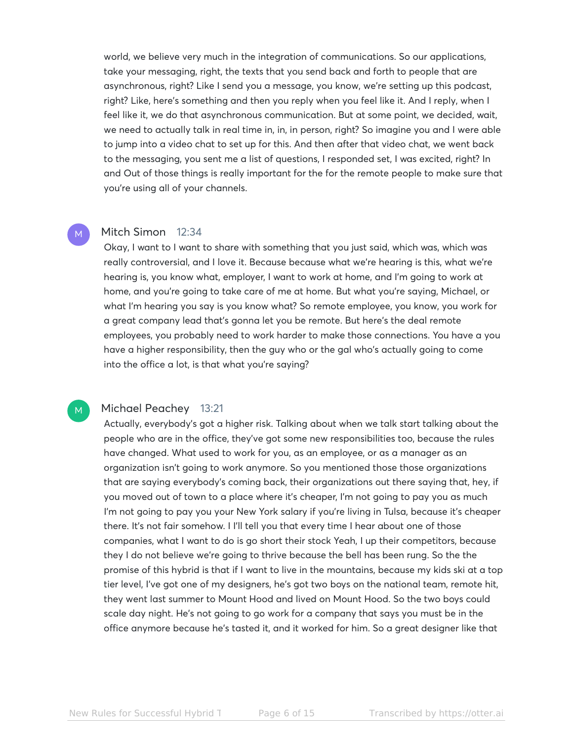world, we believe very much in the integration of communications. So our applications, take your messaging, right, the texts that you send back and forth to people that are asynchronous, right? Like I send you a message, you know, we're setting up this podcast, right? Like, here's something and then you reply when you feel like it. And I reply, when I feel like it, we do that asynchronous communication. But at some point, we decided, wait, we need to actually talk in real time in, in, in person, right? So imagine you and I were able to jump into a video chat to set up for this. And then after that video chat, we went back to the messaging, you sent me a list of questions, I responded set, I was excited, right? In and Out of those things is really important for the for the remote people to make sure that you're using all of your channels.

**Mitch Simon** 12:34

Okay, I want to I want to share with something that you just said, which was, which was really controversial, and I love it. Because because what we're hearing is this, what we're hearing is, you know what, employer, I want to work at home, and I'm going to work at home, and you're going to take care of me at home. But what you're saying, Michael, or what I'm hearing you say is you know what? So remote employee, you know, you work for a great company lead that's gonna let you be remote. But here's the deal remote employees, you probably need to work harder to make those connections. You have a you have a higher responsibility, then the guy who or the gal who's actually going to come into the office a lot, is that what you're saying?

**Michael Peachey** 13:21

Actually, everybody's got a higher risk. Talking about when we talk start talking about the people who are in the office, they've got some new responsibilities too, because the rules have changed. What used to work for you, as an employee, or as a manager as an organization isn't going to work anymore. So you mentioned those those organizations that are saying everybody's coming back, their organizations out there saying that, hey, if you moved out of town to a place where it's cheaper, I'm not going to pay you as much I'm not going to pay you your New York salary if you're living in Tulsa, because it's cheaper there. It's not fair somehow. I I'll tell you that every time I hear about one of those companies, what I want to do is go short their stock Yeah, I up their competitors, because they I do not believe we're going to thrive because the bell has been rung. So the the promise of this hybrid is that if I want to live in the mountains, because my kids ski at a top tier level, I've got one of my designers, he's got two boys on the national team, remote hit, they went last summer to Mount Hood and lived on Mount Hood. So the two boys could scale day night. He's not going to go work for a company that says you must be in the office anymore because he's tasted it, and it worked for him. So a great designer like that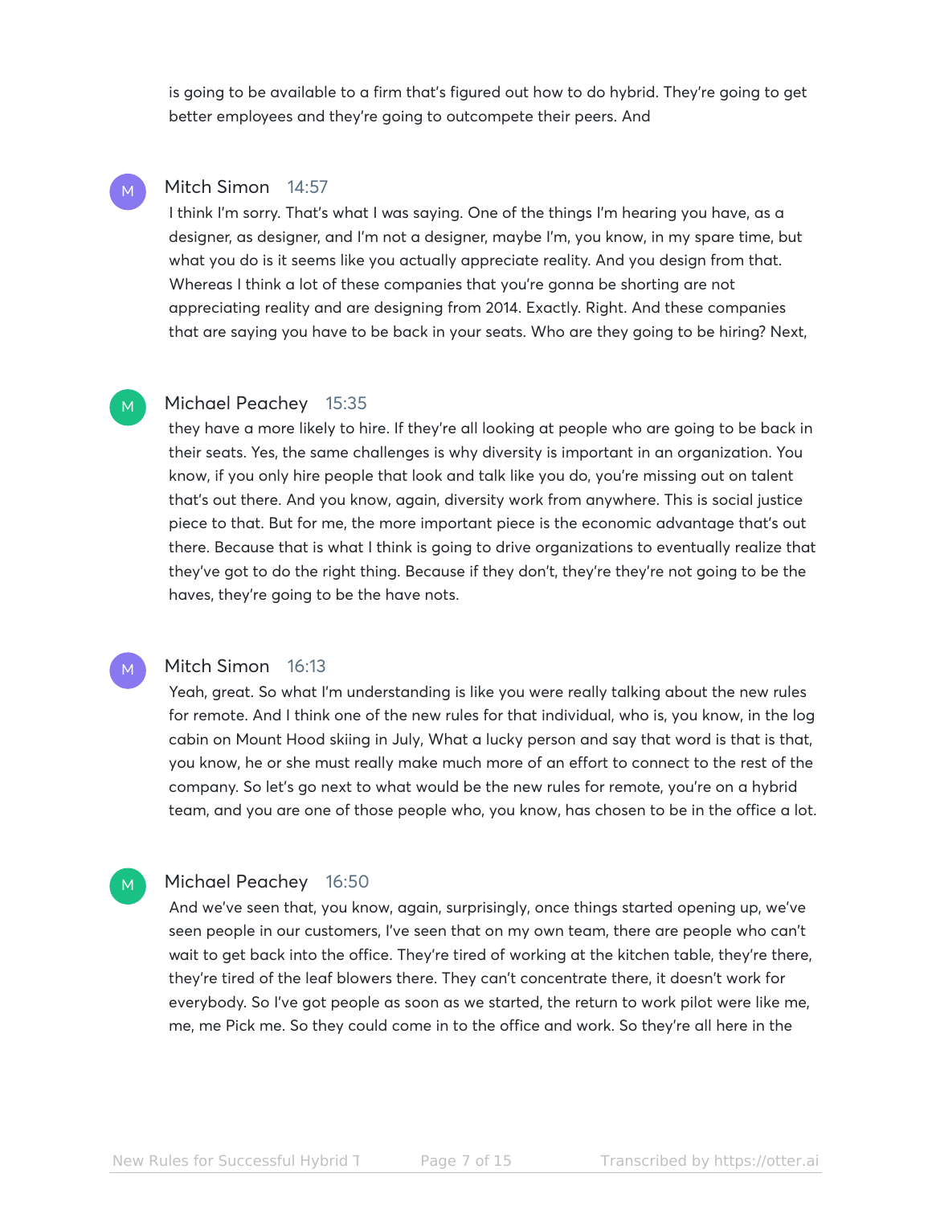is going to be available to a firm that's figured out how to do hybrid. They're going to get better employees and they're going to outcompete their peers. And

**Mitch Simon** 14:57

I think I'm sorry. That's what I was saying. One of the things I'm hearing you have, as a designer, as designer, and I'm not a designer, maybe I'm, you know, in my spare time, but what you do is it seems like you actually appreciate reality. And you design from that. Whereas I think a lot of these companies that you're gonna be shorting are not appreciating reality and are designing from 2014. Exactly. Right. And these companies that are saying you have to be back in your seats. Who are they going to be hiring? Next,

**Michael Peachey** 15:35

they have a more likely to hire. If they're all looking at people who are going to be back in their seats. Yes, the same challenges is why diversity is important in an organization. You know, if you only hire people that look and talk like you do, you're missing out on talent that's out there. And you know, again, diversity work from anywhere. This is social justice piece to that. But for me, the more important piece is the economic advantage that's out there. Because that is what I think is going to drive organizations to eventually realize that they've got to do the right thing. Because if they don't, they're they're not going to be the haves, they're going to be the have nots.

**Mitch Simon** 16:13

Yeah, great. So what I'm understanding is like you were really talking about the new rules for remote. And I think one of the new rules for that individual, who is, you know, in the log cabin on Mount Hood skiing in July, What a lucky person and say that word is that is that, you know, he or she must really make much more of an effort to connect to the rest of the company. So let's go next to what would be the new rules for remote, you're on a hybrid team, and you are one of those people who, you know, has chosen to be in the office a lot.

**Michael Peachey** 16:50

And we've seen that, you know, again, surprisingly, once things started opening up, we've seen people in our customers, I've seen that on my own team, there are people who can't wait to get back into the office. They're tired of working at the kitchen table, they're there, they're tired of the leaf blowers there. They can't concentrate there, it doesn't work for everybody. So I've got people as soon as we started, the return to work pilot were like me, me, me Pick me. So they could come in to the office and work. So they're all here in the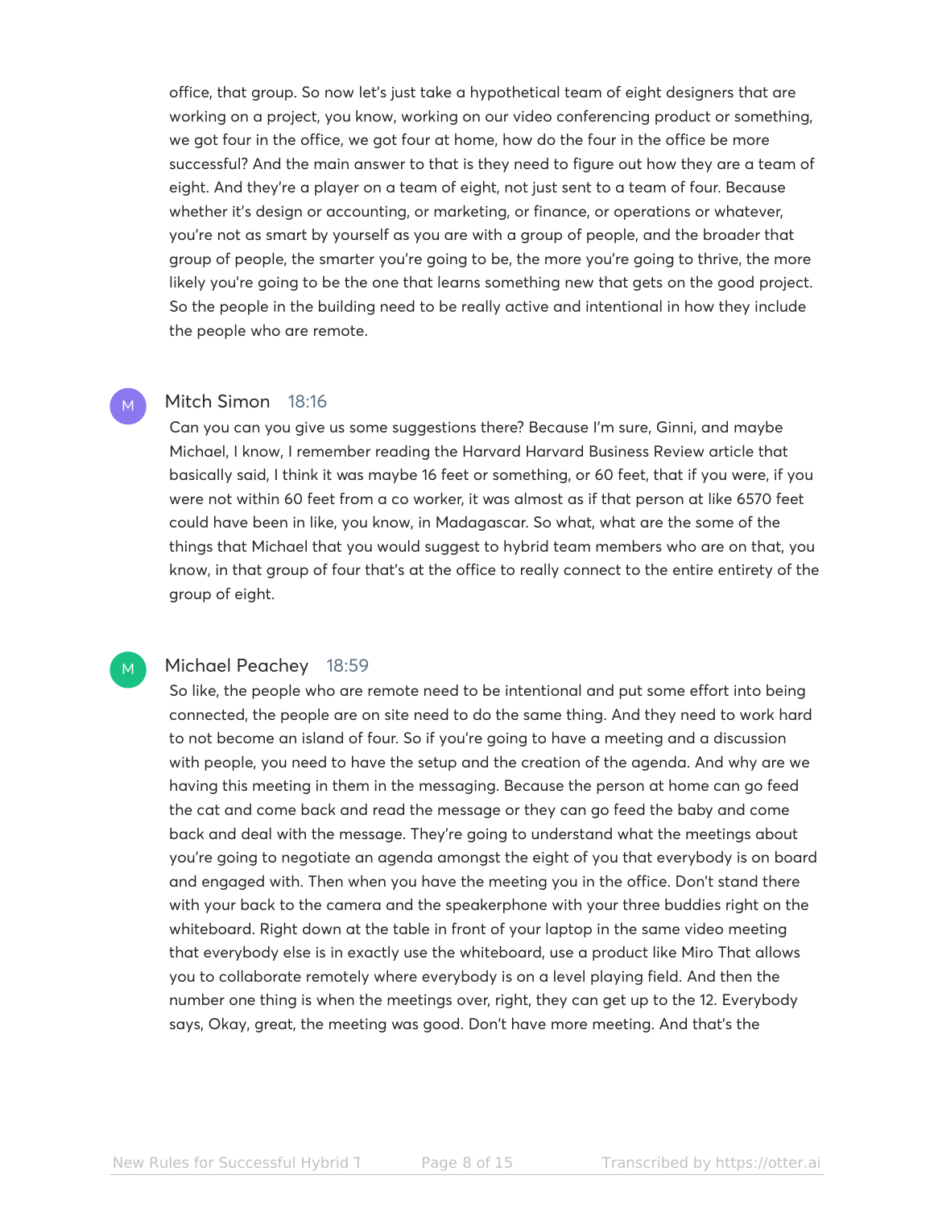office, that group. So now let's just take a hypothetical team of eight designers that are working on a project, you know, working on our video conferencing product or something, we got four in the office, we got four at home, how do the four in the office be more successful? And the main answer to that is they need to figure out how they are a team of eight. And they're a player on a team of eight, not just sent to a team of four. Because whether it's design or accounting, or marketing, or finance, or operations or whatever, you're not as smart by yourself as you are with a group of people, and the broader that group of people, the smarter you're going to be, the more you're going to thrive, the more likely you're going to be the one that learns something new that gets on the good project. So the people in the building need to be really active and intentional in how they include the people who are remote.

**Mitch Simon** 18:16

Can you can you give us some suggestions there? Because I'm sure, Ginni, and maybe Michael, I know, I remember reading the Harvard Harvard Business Review article that basically said, I think it was maybe 16 feet or something, or 60 feet, that if you were, if you were not within 60 feet from a co worker, it was almost as if that person at like 6570 feet could have been in like, you know, in Madagascar. So what, what are the some of the things that Michael that you would suggest to hybrid team members who are on that, you know, in that group of four that's at the office to really connect to the entire entirety of the group of eight.

**Michael Peachey** 18:59

So like, the people who are remote need to be intentional and put some effort into being connected, the people are on site need to do the same thing. And they need to work hard to not become an island of four. So if you're going to have a meeting and a discussion with people, you need to have the setup and the creation of the agenda. And why are we having this meeting in them in the messaging. Because the person at home can go feed the cat and come back and read the message or they can go feed the baby and come back and deal with the message. They're going to understand what the meetings about you're going to negotiate an agenda amongst the eight of you that everybody is on board and engaged with. Then when you have the meeting you in the office. Don't stand there with your back to the camera and the speakerphone with your three buddies right on the whiteboard. Right down at the table in front of your laptop in the same video meeting that everybody else is in exactly use the whiteboard, use a product like Miro That allows you to collaborate remotely where everybody is on a level playing field. And then the number one thing is when the meetings over, right, they can get up to the 12. Everybody says, Okay, great, the meeting was good. Don't have more meeting. And that's the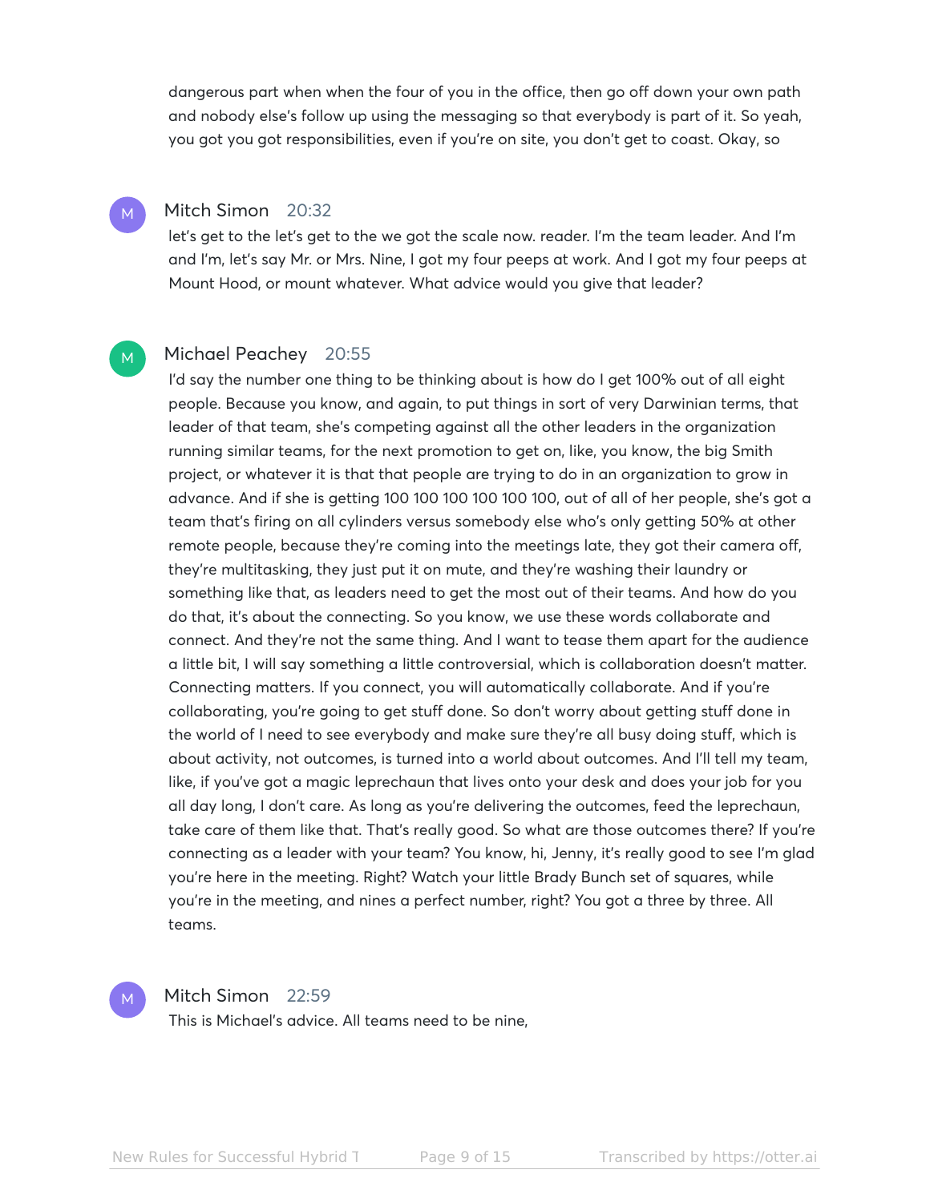dangerous part when when the four of you in the office, then go off down your own path and nobody else's follow up using the messaging so that everybody is part of it. So yeah, you got you got responsibilities, even if you're on site, you don't get to coast. Okay, so

**Mitch Simon** 20:32

let's get to the let's get to the we got the scale now. reader. I'm the team leader. And I'm and I'm, let's say Mr. or Mrs. Nine, I got my four peeps at work. And I got my four peeps at Mount Hood, or mount whatever. What advice would you give that leader?

**Michael Peachey** 20:55

I'd say the number one thing to be thinking about is how do I get 100% out of all eight people. Because you know, and again, to put things in sort of very Darwinian terms, that leader of that team, she's competing against all the other leaders in the organization running similar teams, for the next promotion to get on, like, you know, the big Smith project, or whatever it is that that people are trying to do in an organization to grow in advance. And if she is getting 100 100 100 100 100 100, out of all of her people, she's got a team that's firing on all cylinders versus somebody else who's only getting 50% at other remote people, because they're coming into the meetings late, they got their camera off, they're multitasking, they just put it on mute, and they're washing their laundry or something like that, as leaders need to get the most out of their teams. And how do you do that, it's about the connecting. So you know, we use these words collaborate and connect. And they're not the same thing. And I want to tease them apart for the audience a little bit, I will say something a little controversial, which is collaboration doesn't matter. Connecting matters. If you connect, you will automatically collaborate. And if you're collaborating, you're going to get stuff done. So don't worry about getting stuff done in the world of I need to see everybody and make sure they're all busy doing stuff, which is about activity, not outcomes, is turned into a world about outcomes. And I'll tell my team, like, if you've got a magic leprechaun that lives onto your desk and does your job for you all day long, I don't care. As long as you're delivering the outcomes, feed the leprechaun, take care of them like that. That's really good. So what are those outcomes there? If you're connecting as a leader with your team? You know, hi, Jenny, it's really good to see I'm glad you're here in the meeting. Right? Watch your little Brady Bunch set of squares, while you're in the meeting, and nines a perfect number, right? You got a three by three. All teams.

**Mitch Simon** 22:59

This is Michael's advice. All teams need to be nine,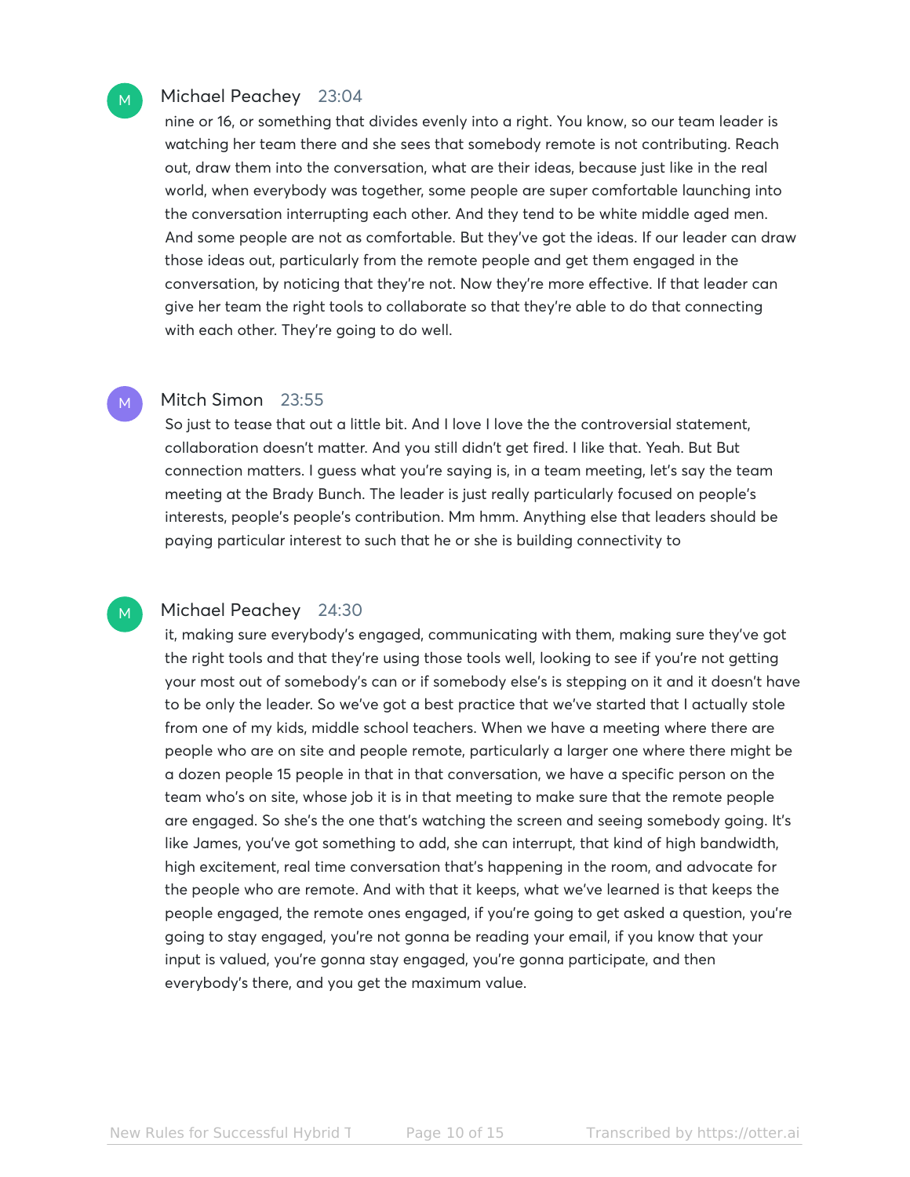**Michael Peachey** 23:04

nine or 16, or something that divides evenly into a right. You know, so our team leader is watching her team there and she sees that somebody remote is not contributing. Reach out, draw them into the conversation, what are their ideas, because just like in the real world, when everybody was together, some people are super comfortable launching into the conversation interrupting each other. And they tend to be white middle aged men. And some people are not as comfortable. But they've got the ideas. If our leader can draw those ideas out, particularly from the remote people and get them engaged in the conversation, by noticing that they're not. Now they're more effective. If that leader can give her team the right tools to collaborate so that they're able to do that connecting with each other. They're going to do well.

**Mitch Simon** 23:55

So just to tease that out a little bit. And I love I love the the controversial statement, collaboration doesn't matter. And you still didn't get fired. I like that. Yeah. But But connection matters. I guess what you're saying is, in a team meeting, let's say the team meeting at the Brady Bunch. The leader is just really particularly focused on people's interests, people's people's contribution. Mm hmm. Anything else that leaders should be paying particular interest to such that he or she is building connectivity to

**Michael Peachey** 24:30

it, making sure everybody's engaged, communicating with them, making sure they've got the right tools and that they're using those tools well, looking to see if you're not getting your most out of somebody's can or if somebody else's is stepping on it and it doesn't have to be only the leader. So we've got a best practice that we've started that I actually stole from one of my kids, middle school teachers. When we have a meeting where there are people who are on site and people remote, particularly a larger one where there might be a dozen people 15 people in that in that conversation, we have a specific person on the team who's on site, whose job it is in that meeting to make sure that the remote people are engaged. So she's the one that's watching the screen and seeing somebody going. It's like James, you've got something to add, she can interrupt, that kind of high bandwidth, high excitement, real time conversation that's happening in the room, and advocate for the people who are remote. And with that it keeps, what we've learned is that keeps the people engaged, the remote ones engaged, if you're going to get asked a question, you're going to stay engaged, you're not gonna be reading your email, if you know that your input is valued, you're gonna stay engaged, you're gonna participate, and then everybody's there, and you get the maximum value.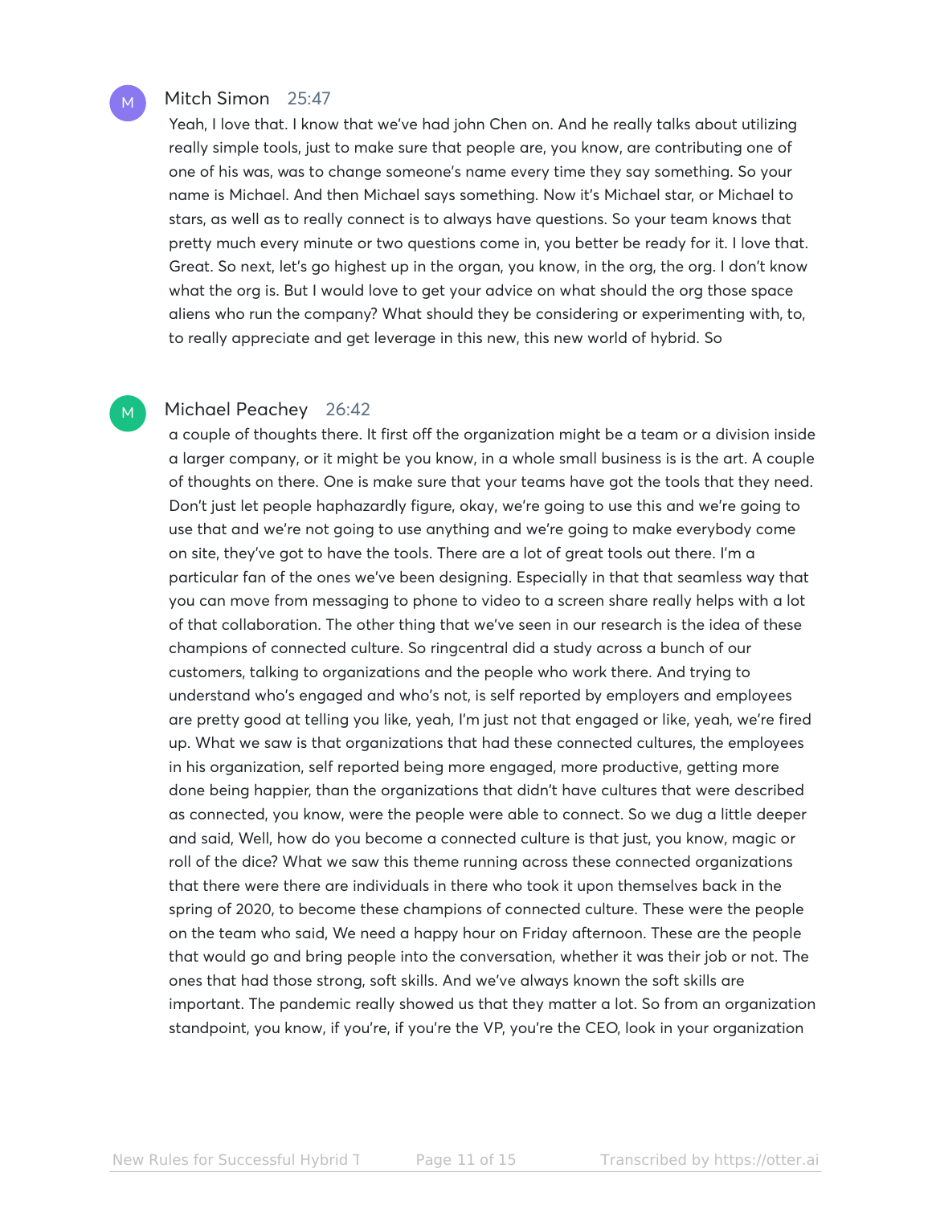**Mitch Simon** 25:47

Yeah, I love that. I know that we've had john Chen on. And he really talks about utilizing really simple tools, just to make sure that people are, you know, are contributing one of one of his was, was to change someone's name every time they say something. So your name is Michael. And then Michael says something. Now it's Michael star, or Michael to stars, as well as to really connect is to always have questions. So your team knows that pretty much every minute or two questions come in, you better be ready for it. I love that. Great. So next, let's go highest up in the organ, you know, in the org, the org. I don't know what the org is. But I would love to get your advice on what should the org those space aliens who run the company? What should they be considering or experimenting with, to, to really appreciate and get leverage in this new, this new world of hybrid. So

**Michael Peachey** 26:42

a couple of thoughts there. It first off the organization might be a team or a division inside a larger company, or it might be you know, in a whole small business is is the art. A couple of thoughts on there. One is make sure that your teams have got the tools that they need. Don't just let people haphazardly figure, okay, we're going to use this and we're going to use that and we're not going to use anything and we're going to make everybody come on site, they've got to have the tools. There are a lot of great tools out there. I'm a particular fan of the ones we've been designing. Especially in that that seamless way that you can move from messaging to phone to video to a screen share really helps with a lot of that collaboration. The other thing that we've seen in our research is the idea of these champions of connected culture. So ringcentral did a study across a bunch of our customers, talking to organizations and the people who work there. And trying to understand who's engaged and who's not, is self reported by employers and employees are pretty good at telling you like, yeah, I'm just not that engaged or like, yeah, we're fired up. What we saw is that organizations that had these connected cultures, the employees in his organization, self reported being more engaged, more productive, getting more done being happier, than the organizations that didn't have cultures that were described as connected, you know, were the people were able to connect. So we dug a little deeper and said, Well, how do you become a connected culture is that just, you know, magic or roll of the dice? What we saw this theme running across these connected organizations that there were there are individuals in there who took it upon themselves back in the spring of 2020, to become these champions of connected culture. These were the people on the team who said, We need a happy hour on Friday afternoon. These are the people that would go and bring people into the conversation, whether it was their job or not. The ones that had those strong, soft skills. And we've always known the soft skills are important. The pandemic really showed us that they matter a lot. So from an organization standpoint, you know, if you're, if you're the VP, you're the CEO, look in your organization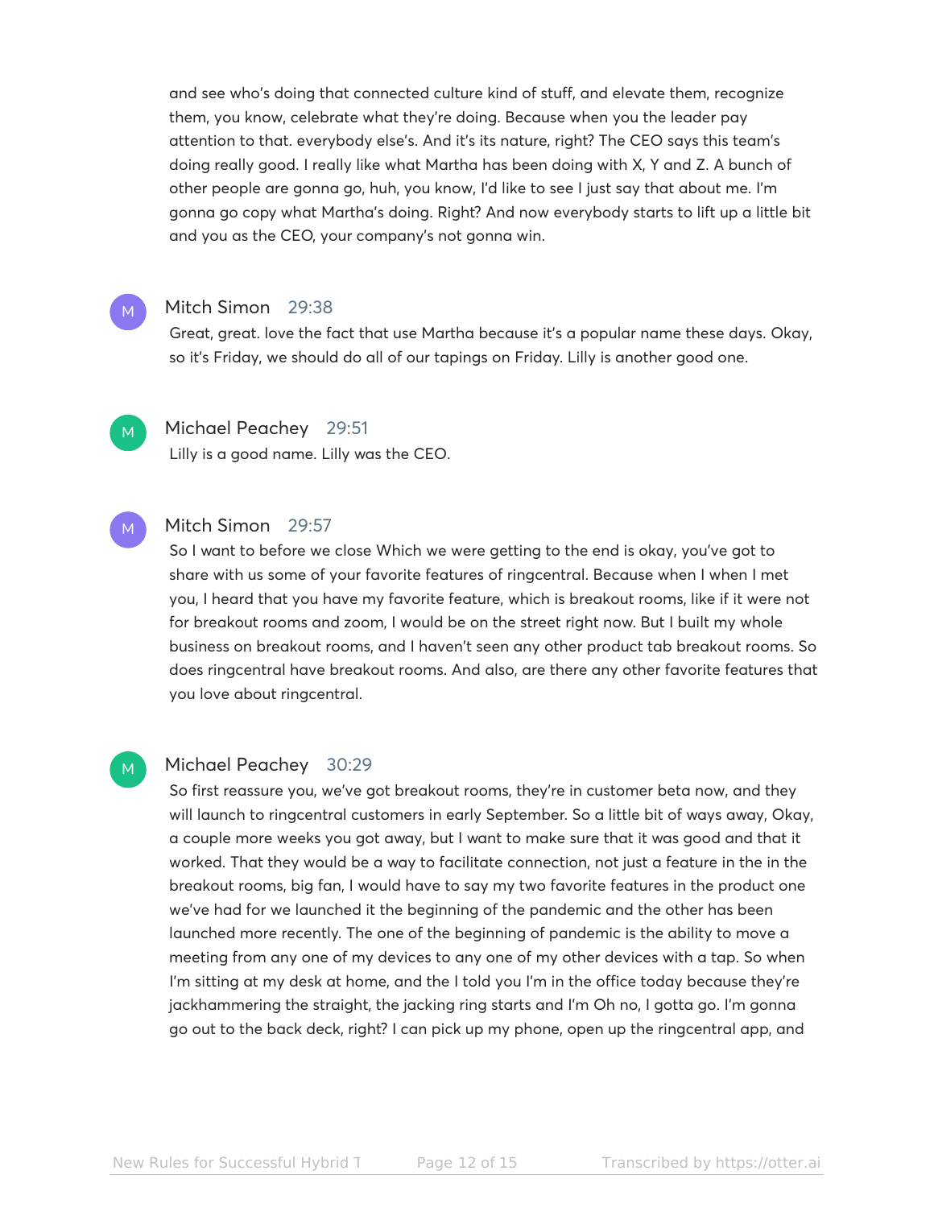and see who's doing that connected culture kind of stuff, and elevate them, recognize them, you know, celebrate what they're doing. Because when you the leader pay attention to that. everybody else's. And it's its nature, right? The CEO says this team's doing really good. I really like what Martha has been doing with X, Y and Z. A bunch of other people are gonna go, huh, you know, I'd like to see I just say that about me. I'm gonna go copy what Martha's doing. Right? And now everybody starts to lift up a little bit and you as the CEO, your company's not gonna win.

**Mitch Simon** 29:38
Great, great. love the fact that use Martha because it's a popular name these days. Okay, so it's Friday, we should do all of our tapings on Friday. Lilly is another good one.

**Michael Peachey** 29:51
Lilly is a good name. Lilly was the CEO.

**Mitch Simon** 29:57
So I want to before we close Which we were getting to the end is okay, you've got to share with us some of your favorite features of ringcentral. Because when I when I met you, I heard that you have my favorite feature, which is breakout rooms, like if it were not for breakout rooms and zoom, I would be on the street right now. But I built my whole business on breakout rooms, and I haven't seen any other product tab breakout rooms. So does ringcentral have breakout rooms. And also, are there any other favorite features that you love about ringcentral.

**Michael Peachey** 30:29
So first reassure you, we've got breakout rooms, they're in customer beta now, and they will launch to ringcentral customers in early September. So a little bit of ways away, Okay, a couple more weeks you got away, but I want to make sure that it was good and that it worked. That they would be a way to facilitate connection, not just a feature in the in the breakout rooms, big fan, I would have to say my two favorite features in the product one we've had for we launched it the beginning of the pandemic and the other has been launched more recently. The one of the beginning of pandemic is the ability to move a meeting from any one of my devices to any one of my other devices with a tap. So when I'm sitting at my desk at home, and the I told you I'm in the office today because they're jackhammering the straight, the jacking ring starts and I'm Oh no, I gotta go. I'm gonna go out to the back deck, right? I can pick up my phone, open up the ringcentral app, and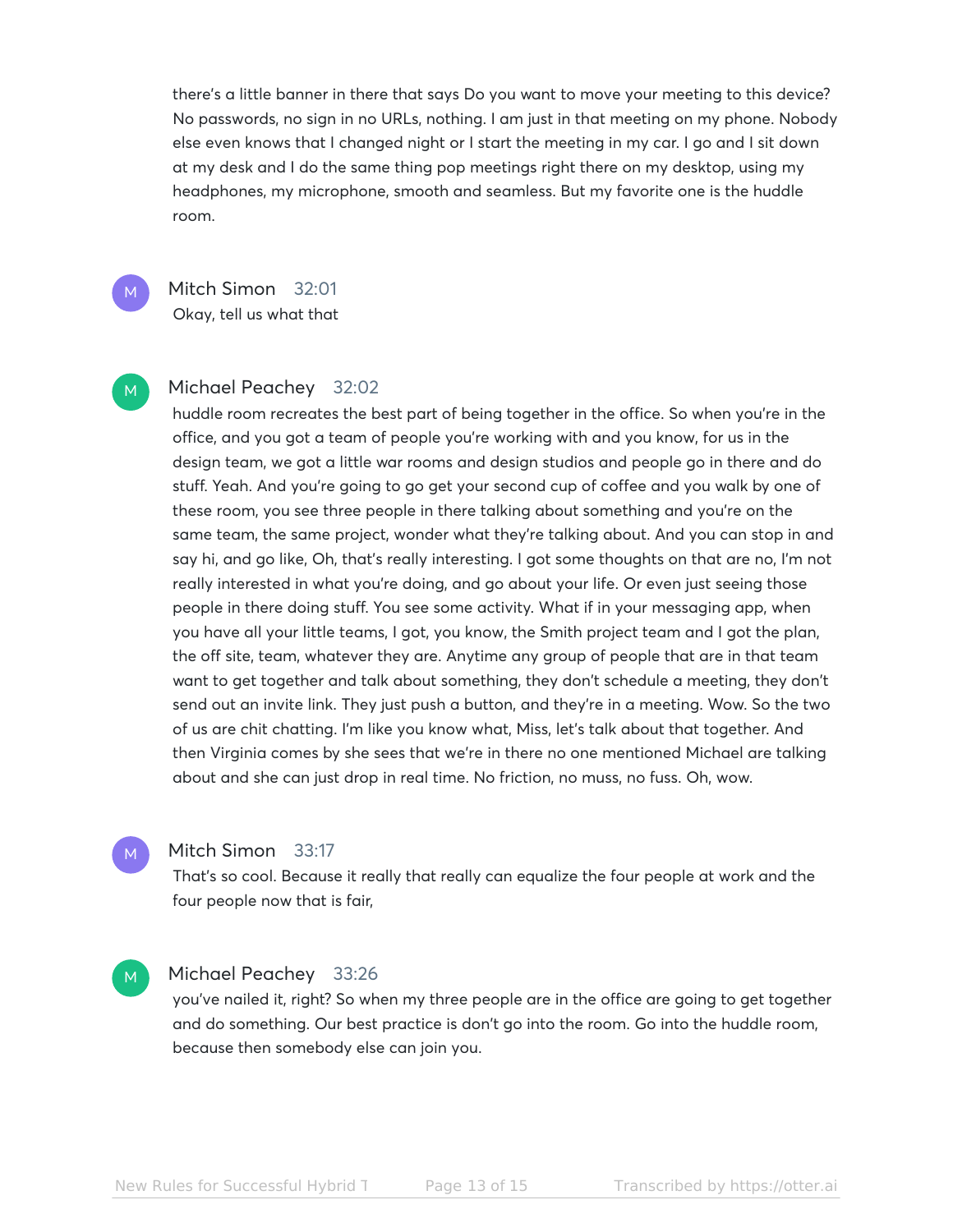there's a little banner in there that says Do you want to move your meeting to this device? No passwords, no sign in no URLs, nothing. I am just in that meeting on my phone. Nobody else even knows that I changed night or I start the meeting in my car. I go and I sit down at my desk and I do the same thing pop meetings right there on my desktop, using my headphones, my microphone, smooth and seamless. But my favorite one is the huddle room.

**Mitch Simon** 32:01
Okay, tell us what that

**Michael Peachey** 32:02
huddle room recreates the best part of being together in the office. So when you're in the office, and you got a team of people you're working with and you know, for us in the design team, we got a little war rooms and design studios and people go in there and do stuff. Yeah. And you're going to go get your second cup of coffee and you walk by one of these room, you see three people in there talking about something and you're on the same team, the same project, wonder what they're talking about. And you can stop in and say hi, and go like, Oh, that's really interesting. I got some thoughts on that are no, I'm not really interested in what you're doing, and go about your life. Or even just seeing those people in there doing stuff. You see some activity. What if in your messaging app, when you have all your little teams, I got, you know, the Smith project team and I got the plan, the off site, team, whatever they are. Anytime any group of people that are in that team want to get together and talk about something, they don't schedule a meeting, they don't send out an invite link. They just push a button, and they're in a meeting. Wow. So the two of us are chit chatting. I'm like you know what, Miss, let's talk about that together. And then Virginia comes by she sees that we're in there no one mentioned Michael are talking about and she can just drop in real time. No friction, no muss, no fuss. Oh, wow.

**Mitch Simon** 33:17
That's so cool. Because it really that really can equalize the four people at work and the four people now that is fair,

**Michael Peachey** 33:26
you've nailed it, right? So when my three people are in the office are going to get together and do something. Our best practice is don't go into the room. Go into the huddle room, because then somebody else can join you.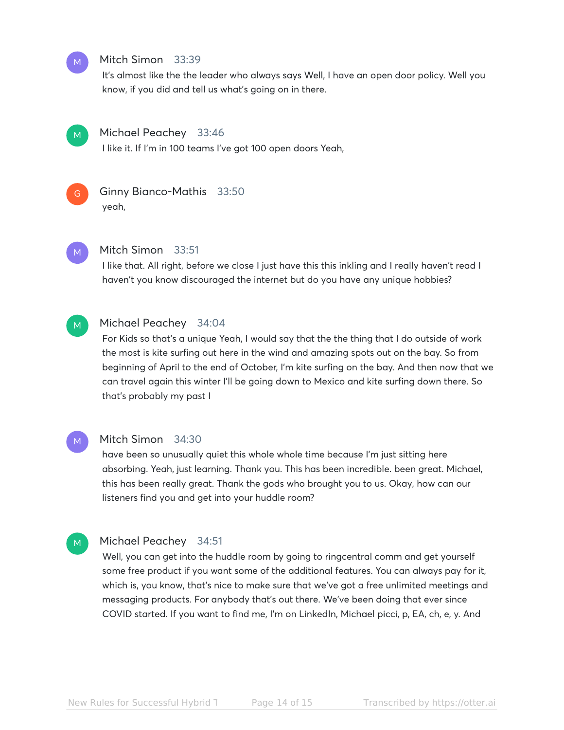**Mitch Simon** 33:39
It's almost like the the leader who always says Well, I have an open door policy. Well you know, if you did and tell us what's going on in there.

**Michael Peachey** 33:46
I like it. If I'm in 100 teams I've got 100 open doors Yeah,

**Ginny Bianco-Mathis** 33:50
yeah,

**Mitch Simon** 33:51
I like that. All right, before we close I just have this this inkling and I really haven't read I haven't you know discouraged the internet but do you have any unique hobbies?

**Michael Peachey** 34:04
For Kids so that's a unique Yeah, I would say that the the thing that I do outside of work the most is kite surfing out here in the wind and amazing spots out on the bay. So from beginning of April to the end of October, I'm kite surfing on the bay. And then now that we can travel again this winter I'll be going down to Mexico and kite surfing down there. So that's probably my past I

**Mitch Simon** 34:30
have been so unusually quiet this whole whole time because I'm just sitting here absorbing. Yeah, just learning. Thank you. This has been incredible. been great. Michael, this has been really great. Thank the gods who brought you to us. Okay, how can our listeners find you and get into your huddle room?

**Michael Peachey** 34:51
Well, you can get into the huddle room by going to ringcentral comm and get yourself some free product if you want some of the additional features. You can always pay for it, which is, you know, that's nice to make sure that we've got a free unlimited meetings and messaging products. For anybody that's out there. We've been doing that ever since COVID started. If you want to find me, I'm on LinkedIn, Michael picci, p, EA, ch, e, y. And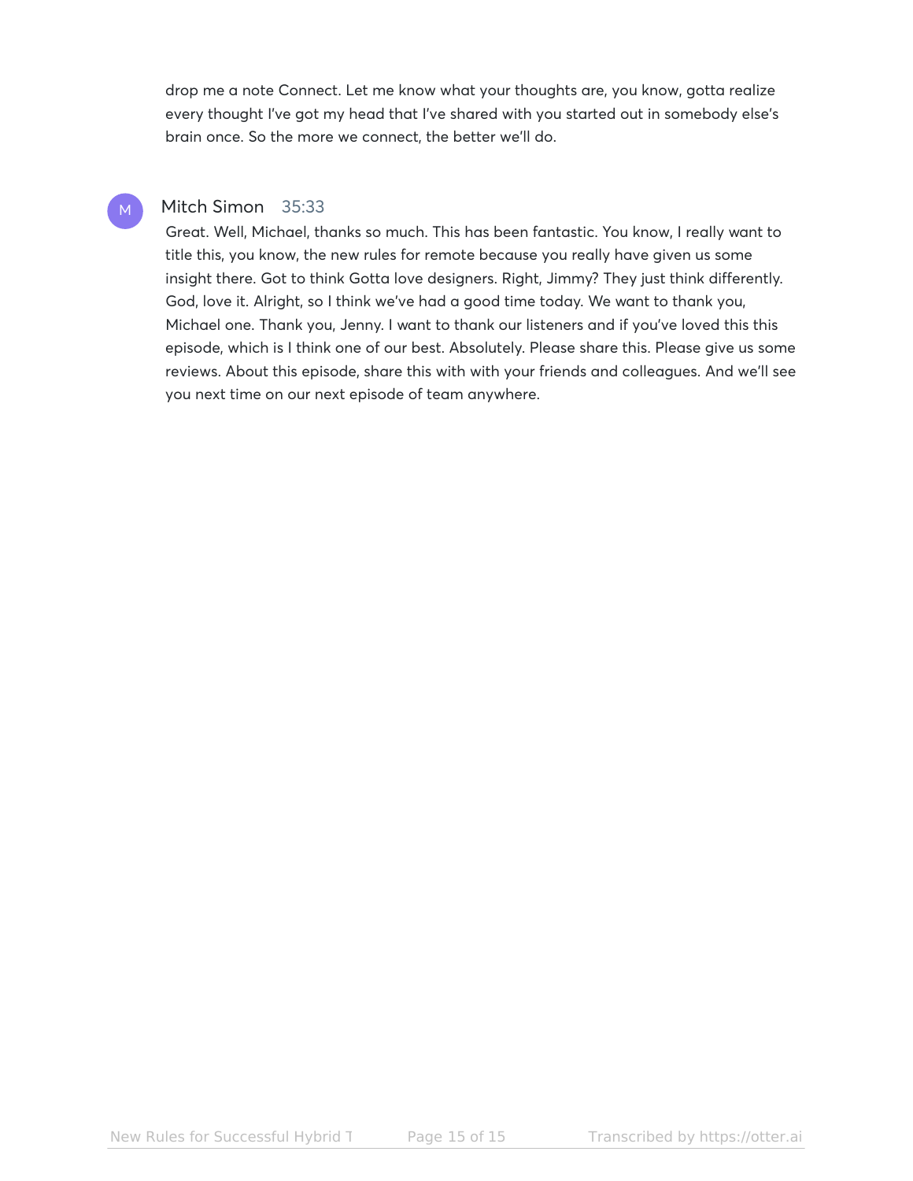drop me a note Connect. Let me know what your thoughts are, you know, gotta realize every thought I've got my head that I've shared with you started out in somebody else's brain once. So the more we connect, the better we'll do.

M

**Mitch Simon** 35:33

Great. Well, Michael, thanks so much. This has been fantastic. You know, I really want to title this, you know, the new rules for remote because you really have given us some insight there. Got to think Gotta love designers. Right, Jimmy? They just think differently. God, love it. Alright, so I think we've had a good time today. We want to thank you, Michael one. Thank you, Jenny. I want to thank our listeners and if you've loved this this episode, which is I think one of our best. Absolutely. Please share this. Please give us some reviews. About this episode, share this with with your friends and colleagues. And we'll see you next time on our next episode of team anywhere.